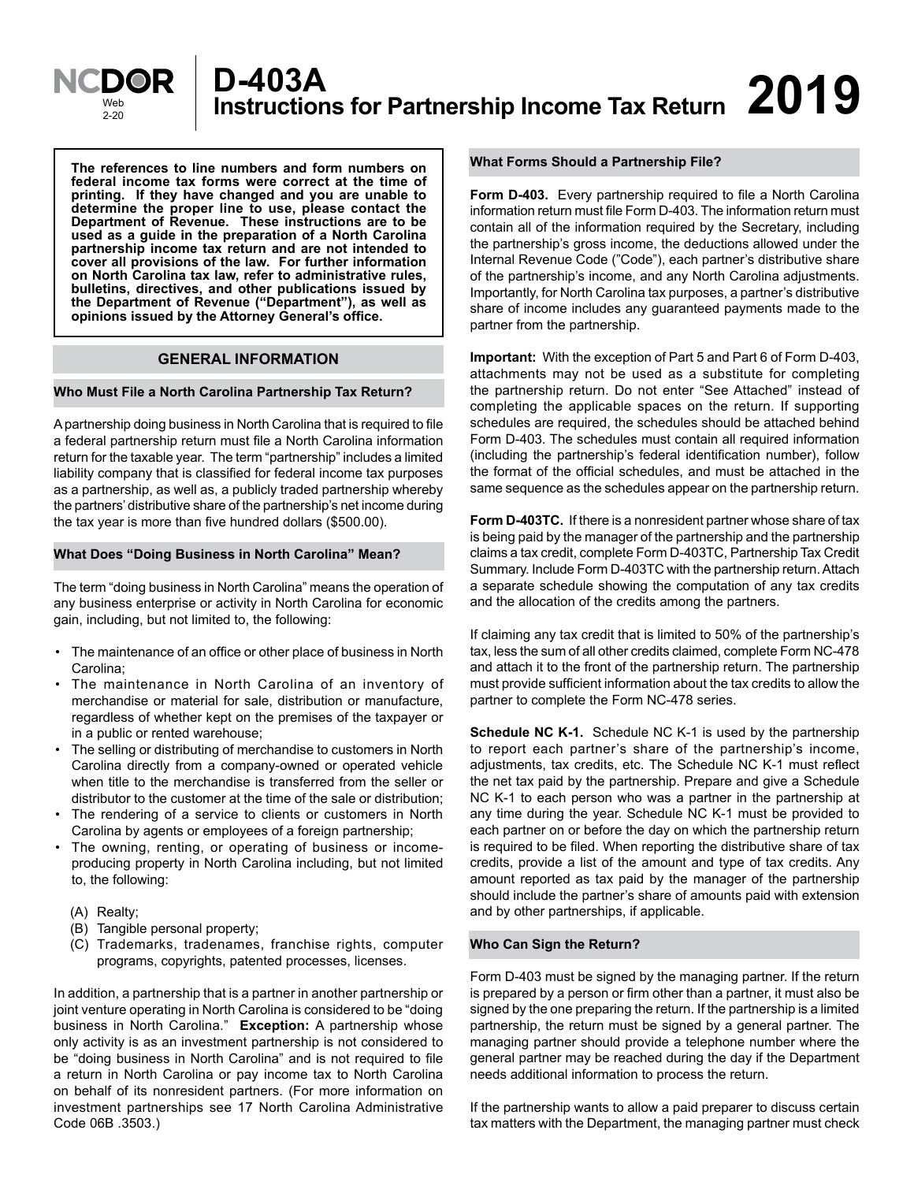# D-403A Instructions for Partnership Income Tax Return 2019

NCDOR Web 2-20

**The references to line numbers and form numbers on federal income tax forms were correct at the time of printing. If they have changed and you are unable to determine the proper line to use, please contact the Department of Revenue. These instructions are to be used as a guide in the preparation of a North Carolina partnership income tax return and are not intended to cover all provisions of the law. For further information on North Carolina tax law, refer to administrative rules, bulletins, directives, and other publications issued by the Department of Revenue ("Department"), as well as opinions issued by the Attorney General's office.**

## GENERAL INFORMATION

### Who Must File a North Carolina Partnership Tax Return?

A partnership doing business in North Carolina that is required to file a federal partnership return must file a North Carolina information return for the taxable year. The term "partnership" includes a limited liability company that is classified for federal income tax purposes as a partnership, as well as, a publicly traded partnership whereby the partners' distributive share of the partnership's net income during the tax year is more than five hundred dollars ($500.00).

### What Does "Doing Business in North Carolina" Mean?

The term "doing business in North Carolina" means the operation of any business enterprise or activity in North Carolina for economic gain, including, but not limited to, the following:

- The maintenance of an office or other place of business in North Carolina;
- The maintenance in North Carolina of an inventory of merchandise or material for sale, distribution or manufacture, regardless of whether kept on the premises of the taxpayer or in a public or rented warehouse;
- The selling or distributing of merchandise to customers in North Carolina directly from a company-owned or operated vehicle when title to the merchandise is transferred from the seller or distributor to the customer at the time of the sale or distribution;
- The rendering of a service to clients or customers in North Carolina by agents or employees of a foreign partnership;
- The owning, renting, or operating of business or income-producing property in North Carolina including, but not limited to, the following:
  - (A) Realty;
  - (B) Tangible personal property;
  - (C) Trademarks, tradenames, franchise rights, computer programs, copyrights, patented processes, licenses.

In addition, a partnership that is a partner in another partnership or joint venture operating in North Carolina is considered to be "doing business in North Carolina." **Exception:** A partnership whose only activity is as an investment partnership is not considered to be "doing business in North Carolina" and is not required to file a return in North Carolina or pay income tax to North Carolina on behalf of its nonresident partners. (For more information on investment partnerships see 17 North Carolina Administrative Code 06B .3503.)

### What Forms Should a Partnership File?

**Form D-403.** Every partnership required to file a North Carolina information return must file Form D-403. The information return must contain all of the information required by the Secretary, including the partnership's gross income, the deductions allowed under the Internal Revenue Code ("Code"), each partner's distributive share of the partnership's income, and any North Carolina adjustments. Importantly, for North Carolina tax purposes, a partner's distributive share of income includes any guaranteed payments made to the partner from the partnership.

**Important:** With the exception of Part 5 and Part 6 of Form D-403, attachments may not be used as a substitute for completing the partnership return. Do not enter "See Attached" instead of completing the applicable spaces on the return. If supporting schedules are required, the schedules should be attached behind Form D-403. The schedules must contain all required information (including the partnership's federal identification number), follow the format of the official schedules, and must be attached in the same sequence as the schedules appear on the partnership return.

**Form D-403TC.** If there is a nonresident partner whose share of tax is being paid by the manager of the partnership and the partnership claims a tax credit, complete Form D-403TC, Partnership Tax Credit Summary. Include Form D-403TC with the partnership return. Attach a separate schedule showing the computation of any tax credits and the allocation of the credits among the partners.

If claiming any tax credit that is limited to 50% of the partnership's tax, less the sum of all other credits claimed, complete Form NC-478 and attach it to the front of the partnership return. The partnership must provide sufficient information about the tax credits to allow the partner to complete the Form NC-478 series.

**Schedule NC K-1.** Schedule NC K-1 is used by the partnership to report each partner's share of the partnership's income, adjustments, tax credits, etc. The Schedule NC K-1 must reflect the net tax paid by the partnership. Prepare and give a Schedule NC K-1 to each person who was a partner in the partnership at any time during the year. Schedule NC K-1 must be provided to each partner on or before the day on which the partnership return is required to be filed. When reporting the distributive share of tax credits, provide a list of the amount and type of tax credits. Any amount reported as tax paid by the manager of the partnership should include the partner's share of amounts paid with extension and by other partnerships, if applicable.

### Who Can Sign the Return?

Form D-403 must be signed by the managing partner. If the return is prepared by a person or firm other than a partner, it must also be signed by the one preparing the return. If the partnership is a limited partnership, the return must be signed by a general partner. The managing partner should provide a telephone number where the general partner may be reached during the day if the Department needs additional information to process the return.

If the partnership wants to allow a paid preparer to discuss certain tax matters with the Department, the managing partner must check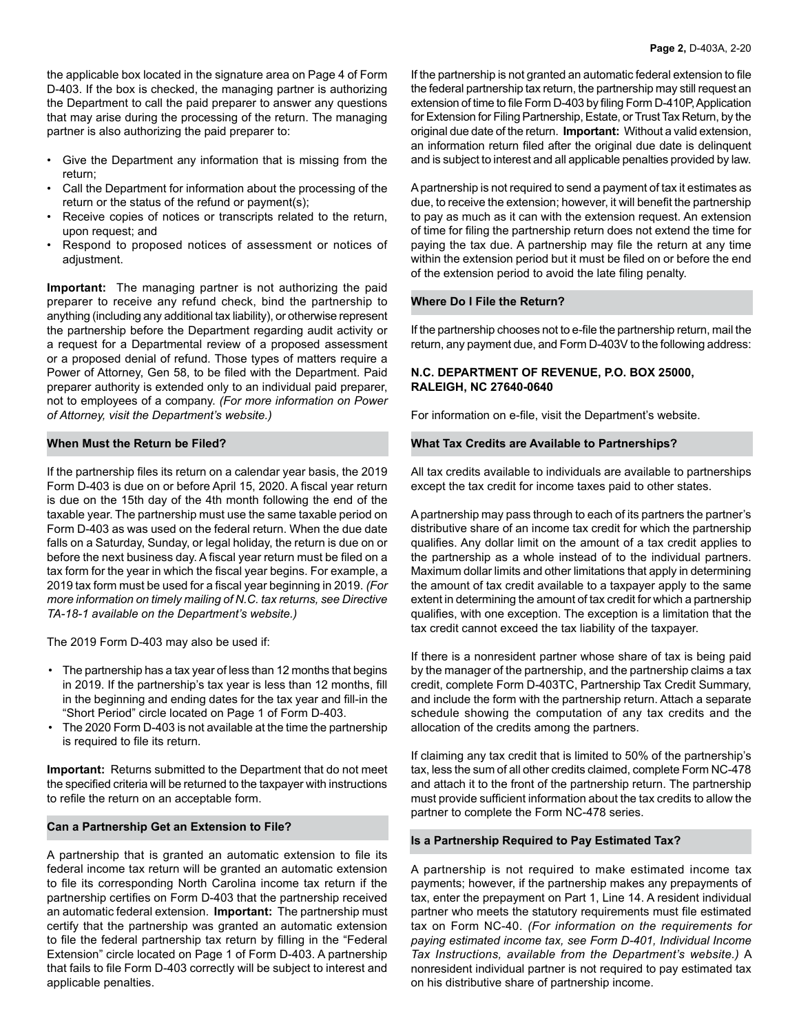the applicable box located in the signature area on Page 4 of Form D-403. If the box is checked, the managing partner is authorizing the Department to call the paid preparer to answer any questions that may arise during the processing of the return. The managing partner is also authorizing the paid preparer to:

- Give the Department any information that is missing from the return;
- Call the Department for information about the processing of the return or the status of the refund or payment(s);
- Receive copies of notices or transcripts related to the return, upon request; and
- Respond to proposed notices of assessment or notices of adjustment.

**Important:** The managing partner is not authorizing the paid preparer to receive any refund check, bind the partnership to anything (including any additional tax liability), or otherwise represent the partnership before the Department regarding audit activity or a request for a Departmental review of a proposed assessment or a proposed denial of refund. Those types of matters require a Power of Attorney, Gen 58, to be filed with the Department. Paid preparer authority is extended only to an individual paid preparer, not to employees of a company. *(For more information on Power of Attorney, visit the Department's website.)*

## When Must the Return be Filed?

If the partnership files its return on a calendar year basis, the 2019 Form D-403 is due on or before April 15, 2020. A fiscal year return is due on the 15th day of the 4th month following the end of the taxable year. The partnership must use the same taxable period on Form D-403 as was used on the federal return. When the due date falls on a Saturday, Sunday, or legal holiday, the return is due on or before the next business day. A fiscal year return must be filed on a tax form for the year in which the fiscal year begins. For example, a 2019 tax form must be used for a fiscal year beginning in 2019. *(For more information on timely mailing of N.C. tax returns, see Directive TA-18-1 available on the Department's website.)*

The 2019 Form D-403 may also be used if:

- The partnership has a tax year of less than 12 months that begins in 2019. If the partnership's tax year is less than 12 months, fill in the beginning and ending dates for the tax year and fill-in the "Short Period" circle located on Page 1 of Form D-403.
- The 2020 Form D-403 is not available at the time the partnership is required to file its return.

**Important:** Returns submitted to the Department that do not meet the specified criteria will be returned to the taxpayer with instructions to refile the return on an acceptable form.

## Can a Partnership Get an Extension to File?

A partnership that is granted an automatic extension to file its federal income tax return will be granted an automatic extension to file its corresponding North Carolina income tax return if the partnership certifies on Form D-403 that the partnership received an automatic federal extension. **Important:** The partnership must certify that the partnership was granted an automatic extension to file the federal partnership tax return by filling in the "Federal Extension" circle located on Page 1 of Form D-403. A partnership that fails to file Form D-403 correctly will be subject to interest and applicable penalties.

If the partnership is not granted an automatic federal extension to file the federal partnership tax return, the partnership may still request an extension of time to file Form D-403 by filing Form D-410P, Application for Extension for Filing Partnership, Estate, or Trust Tax Return, by the original due date of the return. **Important:** Without a valid extension, an information return filed after the original due date is delinquent and is subject to interest and all applicable penalties provided by law.

A partnership is not required to send a payment of tax it estimates as due, to receive the extension; however, it will benefit the partnership to pay as much as it can with the extension request. An extension of time for filing the partnership return does not extend the time for paying the tax due. A partnership may file the return at any time within the extension period but it must be filed on or before the end of the extension period to avoid the late filing penalty.

## Where Do I File the Return?

If the partnership chooses not to e-file the partnership return, mail the return, any payment due, and Form D-403V to the following address:

**N.C. DEPARTMENT OF REVENUE, P.O. BOX 25000, RALEIGH, NC 27640-0640**

For information on e-file, visit the Department's website.

## What Tax Credits are Available to Partnerships?

All tax credits available to individuals are available to partnerships except the tax credit for income taxes paid to other states.

A partnership may pass through to each of its partners the partner's distributive share of an income tax credit for which the partnership qualifies. Any dollar limit on the amount of a tax credit applies to the partnership as a whole instead of to the individual partners. Maximum dollar limits and other limitations that apply in determining the amount of tax credit available to a taxpayer apply to the same extent in determining the amount of tax credit for which a partnership qualifies, with one exception. The exception is a limitation that the tax credit cannot exceed the tax liability of the taxpayer.

If there is a nonresident partner whose share of tax is being paid by the manager of the partnership, and the partnership claims a tax credit, complete Form D-403TC, Partnership Tax Credit Summary, and include the form with the partnership return. Attach a separate schedule showing the computation of any tax credits and the allocation of the credits among the partners.

If claiming any tax credit that is limited to 50% of the partnership's tax, less the sum of all other credits claimed, complete Form NC-478 and attach it to the front of the partnership return. The partnership must provide sufficient information about the tax credits to allow the partner to complete the Form NC-478 series.

## Is a Partnership Required to Pay Estimated Tax?

A partnership is not required to make estimated income tax payments; however, if the partnership makes any prepayments of tax, enter the prepayment on Part 1, Line 14. A resident individual partner who meets the statutory requirements must file estimated tax on Form NC-40. *(For information on the requirements for paying estimated income tax, see Form D-401, Individual Income Tax Instructions, available from the Department's website.)* A nonresident individual partner is not required to pay estimated tax on his distributive share of partnership income.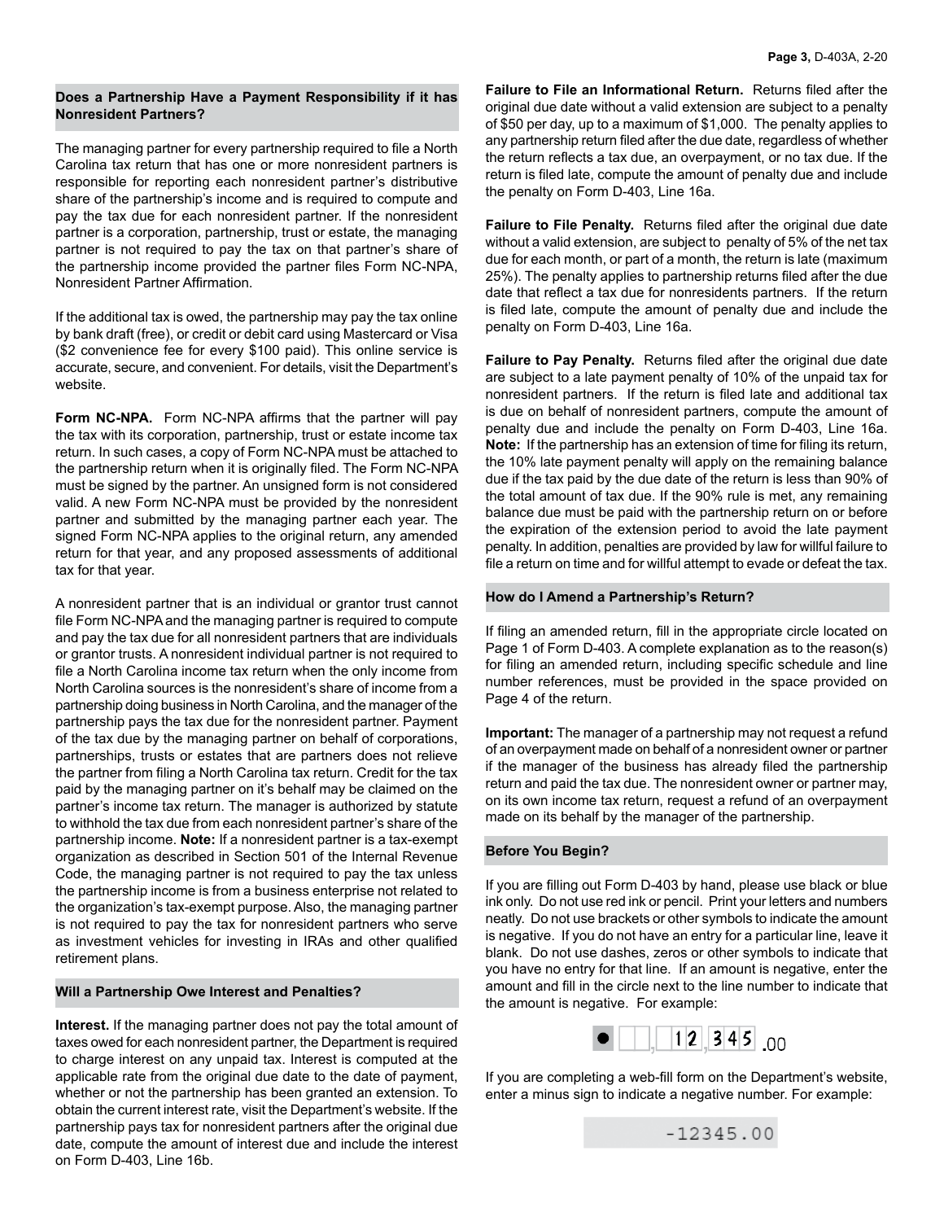## Does a Partnership Have a Payment Responsibility if it has Nonresident Partners?

The managing partner for every partnership required to file a North Carolina tax return that has one or more nonresident partners is responsible for reporting each nonresident partner's distributive share of the partnership's income and is required to compute and pay the tax due for each nonresident partner. If the nonresident partner is a corporation, partnership, trust or estate, the managing partner is not required to pay the tax on that partner's share of the partnership income provided the partner files Form NC-NPA, Nonresident Partner Affirmation.

If the additional tax is owed, the partnership may pay the tax online by bank draft (free), or credit or debit card using Mastercard or Visa ($2 convenience fee for every $100 paid). This online service is accurate, secure, and convenient. For details, visit the Department's website.

**Form NC-NPA.** Form NC-NPA affirms that the partner will pay the tax with its corporation, partnership, trust or estate income tax return. In such cases, a copy of Form NC-NPA must be attached to the partnership return when it is originally filed. The Form NC-NPA must be signed by the partner. An unsigned form is not considered valid. A new Form NC-NPA must be provided by the nonresident partner and submitted by the managing partner each year. The signed Form NC-NPA applies to the original return, any amended return for that year, and any proposed assessments of additional tax for that year.

A nonresident partner that is an individual or grantor trust cannot file Form NC-NPA and the managing partner is required to compute and pay the tax due for all nonresident partners that are individuals or grantor trusts. A nonresident individual partner is not required to file a North Carolina income tax return when the only income from North Carolina sources is the nonresident's share of income from a partnership doing business in North Carolina, and the manager of the partnership pays the tax due for the nonresident partner. Payment of the tax due by the managing partner on behalf of corporations, partnerships, trusts or estates that are partners does not relieve the partner from filing a North Carolina tax return. Credit for the tax paid by the managing partner on it's behalf may be claimed on the partner's income tax return. The manager is authorized by statute to withhold the tax due from each nonresident partner's share of the partnership income. **Note:** If a nonresident partner is a tax-exempt organization as described in Section 501 of the Internal Revenue Code, the managing partner is not required to pay the tax unless the partnership income is from a business enterprise not related to the organization's tax-exempt purpose. Also, the managing partner is not required to pay the tax for nonresident partners who serve as investment vehicles for investing in IRAs and other qualified retirement plans.

## Will a Partnership Owe Interest and Penalties?

**Interest.** If the managing partner does not pay the total amount of taxes owed for each nonresident partner, the Department is required to charge interest on any unpaid tax. Interest is computed at the applicable rate from the original due date to the date of payment, whether or not the partnership has been granted an extension. To obtain the current interest rate, visit the Department's website. If the partnership pays tax for nonresident partners after the original due date, compute the amount of interest due and include the interest on Form D-403, Line 16b.

**Failure to File an Informational Return.** Returns filed after the original due date without a valid extension are subject to a penalty of $50 per day, up to a maximum of $1,000. The penalty applies to any partnership return filed after the due date, regardless of whether the return reflects a tax due, an overpayment, or no tax due. If the return is filed late, compute the amount of penalty due and include the penalty on Form D-403, Line 16a.

**Failure to File Penalty.** Returns filed after the original due date without a valid extension, are subject to penalty of 5% of the net tax due for each month, or part of a month, the return is late (maximum 25%). The penalty applies to partnership returns filed after the due date that reflect a tax due for nonresidents partners. If the return is filed late, compute the amount of penalty due and include the penalty on Form D-403, Line 16a.

**Failure to Pay Penalty.** Returns filed after the original due date are subject to a late payment penalty of 10% of the unpaid tax for nonresident partners. If the return is filed late and additional tax is due on behalf of nonresident partners, compute the amount of penalty due and include the penalty on Form D-403, Line 16a. **Note:** If the partnership has an extension of time for filing its return, the 10% late payment penalty will apply on the remaining balance due if the tax paid by the due date of the return is less than 90% of the total amount of tax due. If the 90% rule is met, any remaining balance due must be paid with the partnership return on or before the expiration of the extension period to avoid the late payment penalty. In addition, penalties are provided by law for willful failure to file a return on time and for willful attempt to evade or defeat the tax.

## How do I Amend a Partnership's Return?

If filing an amended return, fill in the appropriate circle located on Page 1 of Form D-403. A complete explanation as to the reason(s) for filing an amended return, including specific schedule and line number references, must be provided in the space provided on Page 4 of the return.

**Important:** The manager of a partnership may not request a refund of an overpayment made on behalf of a nonresident owner or partner if the manager of the business has already filed the partnership return and paid the tax due. The nonresident owner or partner may, on its own income tax return, request a refund of an overpayment made on its behalf by the manager of the partnership.

## Before You Begin?

If you are filling out Form D-403 by hand, please use black or blue ink only. Do not use red ink or pencil. Print your letters and numbers neatly. Do not use brackets or other symbols to indicate the amount is negative. If you do not have an entry for a particular line, leave it blank. Do not use dashes, zeros or other symbols to indicate that you have no entry for that line. If an amount is negative, enter the amount and fill in the circle next to the line number to indicate that the amount is negative. For example:

● 12,345.00

If you are completing a web-fill form on the Department's website, enter a minus sign to indicate a negative number. For example:

-12345.00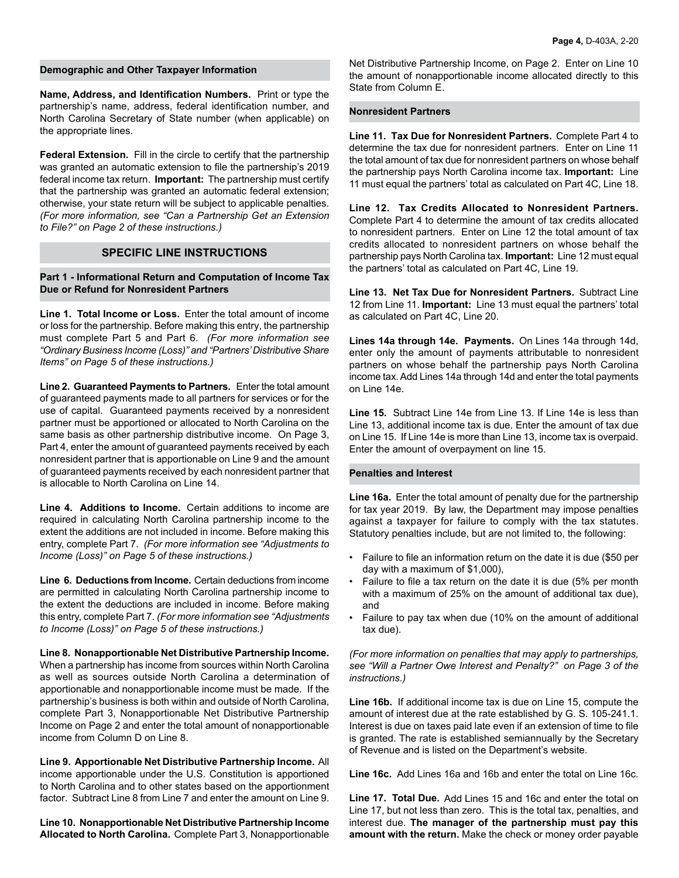## Demographic and Other Taxpayer Information

**Name, Address, and Identification Numbers.** Print or type the partnership's name, address, federal identification number, and North Carolina Secretary of State number (when applicable) on the appropriate lines.

**Federal Extension.** Fill in the circle to certify that the partnership was granted an automatic extension to file the partnership's 2019 federal income tax return. **Important:** The partnership must certify that the partnership was granted an automatic federal extension; otherwise, your state return will be subject to applicable penalties. *(For more information, see "Can a Partnership Get an Extension to File?" on Page 2 of these instructions.)*

## SPECIFIC LINE INSTRUCTIONS

### Part 1 - Informational Return and Computation of Income Tax Due or Refund for Nonresident Partners

**Line 1. Total Income or Loss.** Enter the total amount of income or loss for the partnership. Before making this entry, the partnership must complete Part 5 and Part 6. *(For more information see "Ordinary Business Income (Loss)" and "Partners' Distributive Share Items" on Page 5 of these instructions.)*

**Line 2. Guaranteed Payments to Partners.** Enter the total amount of guaranteed payments made to all partners for services or for the use of capital. Guaranteed payments received by a nonresident partner must be apportioned or allocated to North Carolina on the same basis as other partnership distributive income. On Page 3, Part 4, enter the amount of guaranteed payments received by each nonresident partner that is apportionable on Line 9 and the amount of guaranteed payments received by each nonresident partner that is allocable to North Carolina on Line 14.

**Line 4. Additions to Income.** Certain additions to income are required in calculating North Carolina partnership income to the extent the additions are not included in income. Before making this entry, complete Part 7. *(For more information see "Adjustments to Income (Loss)" on Page 5 of these instructions.)*

**Line 6. Deductions from Income.** Certain deductions from income are permitted in calculating North Carolina partnership income to the extent the deductions are included in income. Before making this entry, complete Part 7. *(For more information see "Adjustments to Income (Loss)" on Page 5 of these instructions.)*

**Line 8. Nonapportionable Net Distributive Partnership Income.** When a partnership has income from sources within North Carolina as well as sources outside North Carolina a determination of apportionable and nonapportionable income must be made. If the partnership's business is both within and outside of North Carolina, complete Part 3, Nonapportionable Net Distributive Partnership Income on Page 2 and enter the total amount of nonapportionable income from Column D on Line 8.

**Line 9. Apportionable Net Distributive Partnership Income.** All income apportionable under the U.S. Constitution is apportioned to North Carolina and to other states based on the apportionment factor. Subtract Line 8 from Line 7 and enter the amount on Line 9.

**Line 10. Nonapportionable Net Distributive Partnership Income Allocated to North Carolina.** Complete Part 3, Nonapportionable Net Distributive Partnership Income, on Page 2. Enter on Line 10 the amount of nonapportionable income allocated directly to this State from Column E.

### Nonresident Partners

**Line 11. Tax Due for Nonresident Partners.** Complete Part 4 to determine the tax due for nonresident partners. Enter on Line 11 the total amount of tax due for nonresident partners on whose behalf the partnership pays North Carolina income tax. **Important:** Line 11 must equal the partners' total as calculated on Part 4C, Line 18.

**Line 12. Tax Credits Allocated to Nonresident Partners.** Complete Part 4 to determine the amount of tax credits allocated to nonresident partners. Enter on Line 12 the total amount of tax credits allocated to nonresident partners on whose behalf the partnership pays North Carolina tax. **Important:** Line 12 must equal the partners' total as calculated on Part 4C, Line 19.

**Line 13. Net Tax Due for Nonresident Partners.** Subtract Line 12 from Line 11. **Important:** Line 13 must equal the partners' total as calculated on Part 4C, Line 20.

**Lines 14a through 14e. Payments.** On Lines 14a through 14d, enter only the amount of payments attributable to nonresident partners on whose behalf the partnership pays North Carolina income tax. Add Lines 14a through 14d and enter the total payments on Line 14e.

**Line 15.** Subtract Line 14e from Line 13. If Line 14e is less than Line 13, additional income tax is due. Enter the amount of tax due on Line 15. If Line 14e is more than Line 13, income tax is overpaid. Enter the amount of overpayment on line 15.

### Penalties and Interest

**Line 16a.** Enter the total amount of penalty due for the partnership for tax year 2019. By law, the Department may impose penalties against a taxpayer for failure to comply with the tax statutes. Statutory penalties include, but are not limited to, the following:

- Failure to file an information return on the date it is due ($50 per day with a maximum of $1,000),
- Failure to file a tax return on the date it is due (5% per month with a maximum of 25% on the amount of additional tax due), and
- Failure to pay tax when due (10% on the amount of additional tax due).

*(For more information on penalties that may apply to partnerships, see "Will a Partner Owe Interest and Penalty?" on Page 3 of the instructions.)*

**Line 16b.** If additional income tax is due on Line 15, compute the amount of interest due at the rate established by G. S. 105-241.1. Interest is due on taxes paid late even if an extension of time to file is granted. The rate is established semiannually by the Secretary of Revenue and is listed on the Department's website.

**Line 16c.** Add Lines 16a and 16b and enter the total on Line 16c.

**Line 17. Total Due.** Add Lines 15 and 16c and enter the total on Line 17, but not less than zero. This is the total tax, penalties, and interest due. **The manager of the partnership must pay this amount with the return.** Make the check or money order payable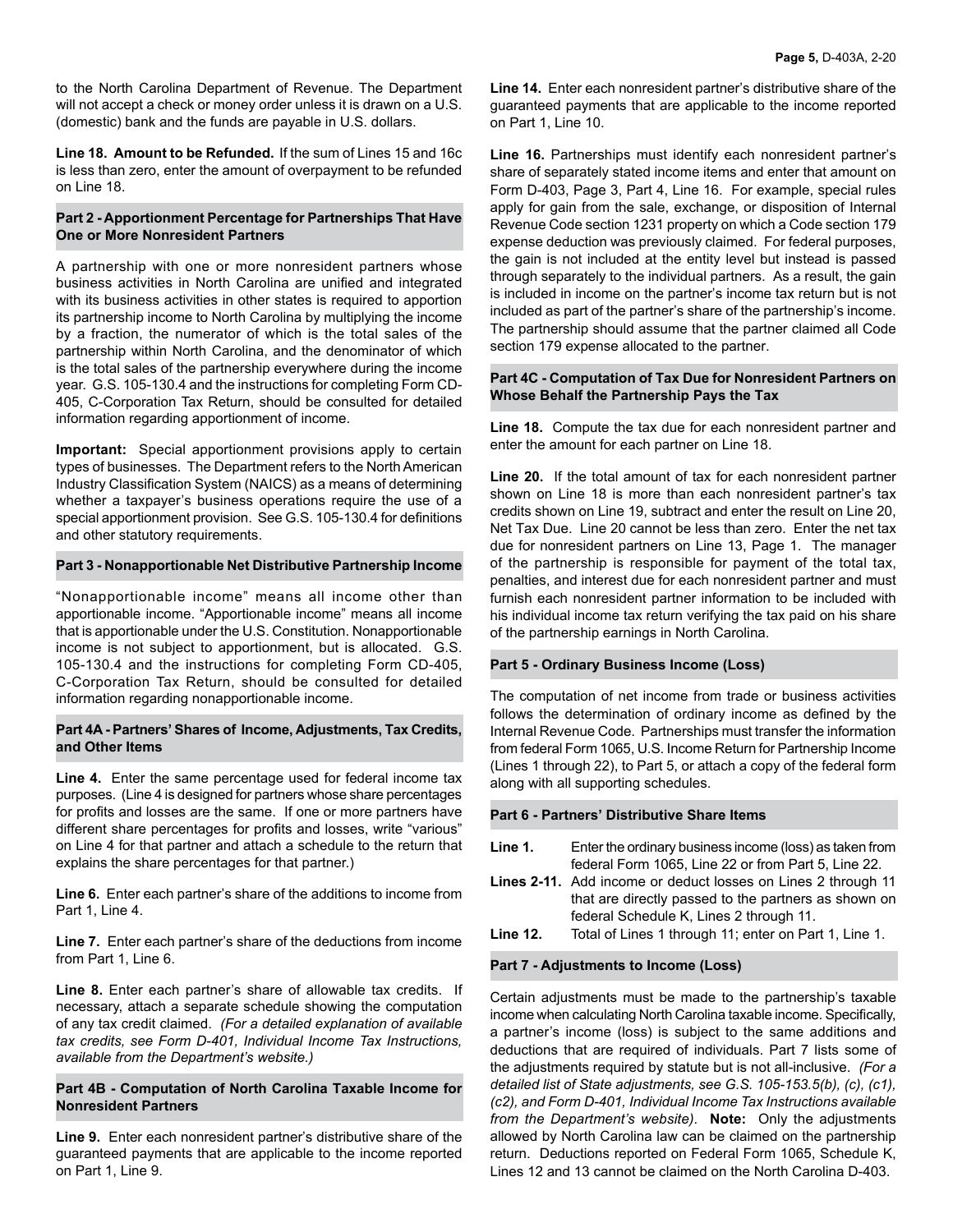to the North Carolina Department of Revenue. The Department will not accept a check or money order unless it is drawn on a U.S. (domestic) bank and the funds are payable in U.S. dollars.

**Line 18. Amount to be Refunded.** If the sum of Lines 15 and 16c is less than zero, enter the amount of overpayment to be refunded on Line 18.

### Part 2 - Apportionment Percentage for Partnerships That Have One or More Nonresident Partners

A partnership with one or more nonresident partners whose business activities in North Carolina are unified and integrated with its business activities in other states is required to apportion its partnership income to North Carolina by multiplying the income by a fraction, the numerator of which is the total sales of the partnership within North Carolina, and the denominator of which is the total sales of the partnership everywhere during the income year. G.S. 105-130.4 and the instructions for completing Form CD-405, C-Corporation Tax Return, should be consulted for detailed information regarding apportionment of income.

**Important:** Special apportionment provisions apply to certain types of businesses. The Department refers to the North American Industry Classification System (NAICS) as a means of determining whether a taxpayer's business operations require the use of a special apportionment provision. See G.S. 105-130.4 for definitions and other statutory requirements.

### Part 3 - Nonapportionable Net Distributive Partnership Income

"Nonapportionable income" means all income other than apportionable income. "Apportionable income" means all income that is apportionable under the U.S. Constitution. Nonapportionable income is not subject to apportionment, but is allocated. G.S. 105-130.4 and the instructions for completing Form CD-405, C-Corporation Tax Return, should be consulted for detailed information regarding nonapportionable income.

### Part 4A - Partners' Shares of Income, Adjustments, Tax Credits, and Other Items

**Line 4.** Enter the same percentage used for federal income tax purposes. (Line 4 is designed for partners whose share percentages for profits and losses are the same. If one or more partners have different share percentages for profits and losses, write "various" on Line 4 for that partner and attach a schedule to the return that explains the share percentages for that partner.)

**Line 6.** Enter each partner's share of the additions to income from Part 1, Line 4.

**Line 7.** Enter each partner's share of the deductions from income from Part 1, Line 6.

**Line 8.** Enter each partner's share of allowable tax credits. If necessary, attach a separate schedule showing the computation of any tax credit claimed. *(For a detailed explanation of available tax credits, see Form D-401, Individual Income Tax Instructions, available from the Department's website.)*

### Part 4B - Computation of North Carolina Taxable Income for Nonresident Partners

**Line 9.** Enter each nonresident partner's distributive share of the guaranteed payments that are applicable to the income reported on Part 1, Line 9.

**Line 14.** Enter each nonresident partner's distributive share of the guaranteed payments that are applicable to the income reported on Part 1, Line 10.

**Line 16.** Partnerships must identify each nonresident partner's share of separately stated income items and enter that amount on Form D-403, Page 3, Part 4, Line 16. For example, special rules apply for gain from the sale, exchange, or disposition of Internal Revenue Code section 1231 property on which a Code section 179 expense deduction was previously claimed. For federal purposes, the gain is not included at the entity level but instead is passed through separately to the individual partners. As a result, the gain is included in income on the partner's income tax return but is not included as part of the partner's share of the partnership's income. The partnership should assume that the partner claimed all Code section 179 expense allocated to the partner.

### Part 4C - Computation of Tax Due for Nonresident Partners on Whose Behalf the Partnership Pays the Tax

**Line 18.** Compute the tax due for each nonresident partner and enter the amount for each partner on Line 18.

**Line 20.** If the total amount of tax for each nonresident partner shown on Line 18 is more than each nonresident partner's tax credits shown on Line 19, subtract and enter the result on Line 20, Net Tax Due. Line 20 cannot be less than zero. Enter the net tax due for nonresident partners on Line 13, Page 1. The manager of the partnership is responsible for payment of the total tax, penalties, and interest due for each nonresident partner and must furnish each nonresident partner information to be included with his individual income tax return verifying the tax paid on his share of the partnership earnings in North Carolina.

### Part 5 - Ordinary Business Income (Loss)

The computation of net income from trade or business activities follows the determination of ordinary income as defined by the Internal Revenue Code. Partnerships must transfer the information from federal Form 1065, U.S. Income Return for Partnership Income (Lines 1 through 22), to Part 5, or attach a copy of the federal form along with all supporting schedules.

### Part 6 - Partners' Distributive Share Items

**Line 1.** Enter the ordinary business income (loss) as taken from federal Form 1065, Line 22 or from Part 5, Line 22.

**Lines 2-11.** Add income or deduct losses on Lines 2 through 11 that are directly passed to the partners as shown on federal Schedule K, Lines 2 through 11.

**Line 12.** Total of Lines 1 through 11; enter on Part 1, Line 1.

### Part 7 - Adjustments to Income (Loss)

Certain adjustments must be made to the partnership's taxable income when calculating North Carolina taxable income. Specifically, a partner's income (loss) is subject to the same additions and deductions that are required of individuals. Part 7 lists some of the adjustments required by statute but is not all-inclusive. *(For a detailed list of State adjustments, see G.S. 105-153.5(b), (c), (c1), (c2), and Form D-401, Individual Income Tax Instructions available from the Department's website).* **Note:** Only the adjustments allowed by North Carolina law can be claimed on the partnership return. Deductions reported on Federal Form 1065, Schedule K, Lines 12 and 13 cannot be claimed on the North Carolina D-403.